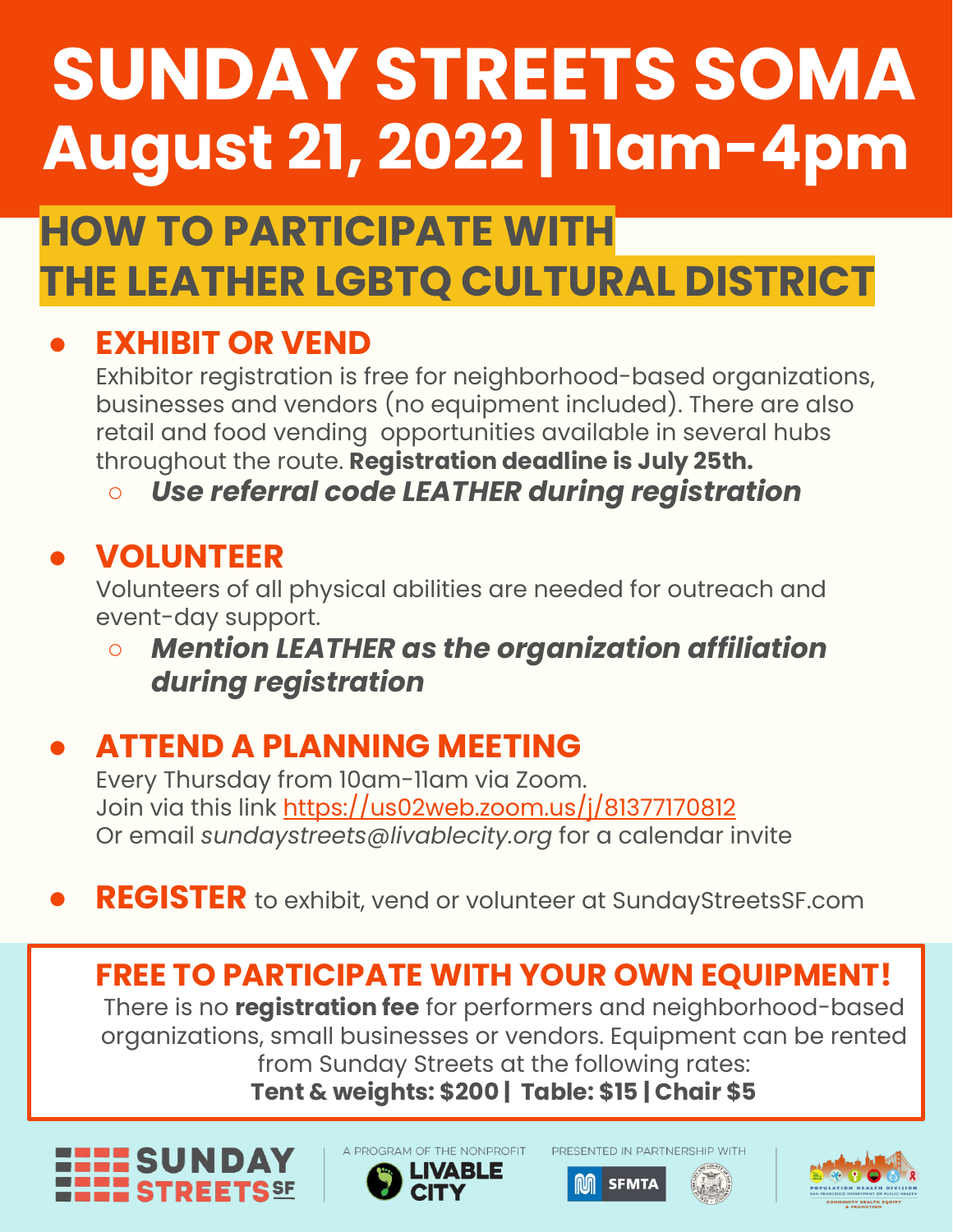# SUNDAY STREETS SOMA

## August 21, 2022 | 11am-4pm

## HOW TO PARTICIPATE WITH THE LEATHER LGBTQ CULTURAL DISTRICT

- ### EXHIBIT OR VEND

  Exhibitor registration is free for neighborhood-based organizations, businesses and vendors (no equipment included). There are also retail and food vending opportunities available in several hubs throughout the route. **Registration deadline is July 25th.**

  - ***Use referral code LEATHER during registration***

- ### VOLUNTEER

  Volunteers of all physical abilities are needed for outreach and event-day support.

  - ***Mention LEATHER as the organization affiliation during registration***

- ### ATTEND A PLANNING MEETING

  Every Thursday from 10am-11am via Zoom.
  Join via this link https://us02web.zoom.us/j/81377170812
  Or email *sundaystreets@livablecity.org* for a calendar invite

- **REGISTER** to exhibit, vend or volunteer at SundayStreetsSF.com

### FREE TO PARTICIPATE WITH YOUR OWN EQUIPMENT!

There is no **registration fee** for performers and neighborhood-based organizations, small businesses or vendors. Equipment can be rented from Sunday Streets at the following rates:

**Tent & weights: $200 | Table: $15 | Chair $5**

SUNDAY STREETS SF | A PROGRAM OF THE NONPROFIT LIVABLE CITY | PRESENTED IN PARTNERSHIP WITH SFMTA | POPULATION HEALTH DIVISION SAN FRANCISCO DEPARTMENT OF PUBLIC HEALTH COMMUNITY HEALTH EQUITY & PROMOTION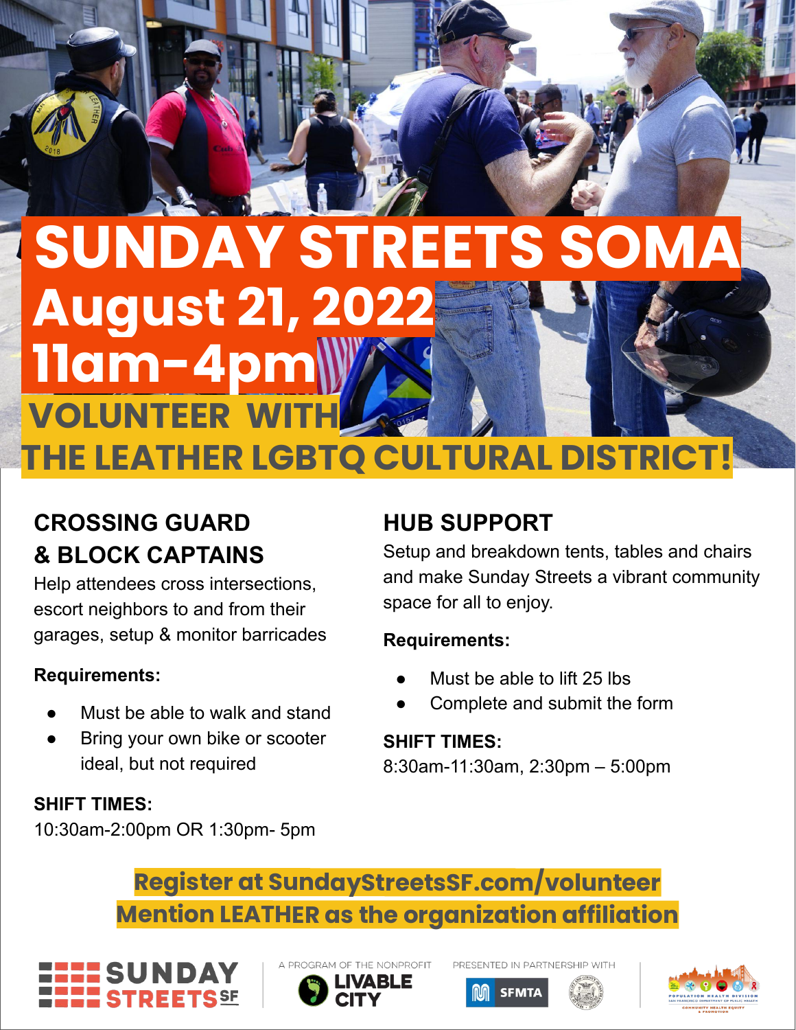# SUNDAY STREETS SOMA

## August 21, 2022
## 11am-4pm

## VOLUNTEER WITH THE LEATHER LGBTQ CULTURAL DISTRICT!

### CROSSING GUARD & BLOCK CAPTAINS

Help attendees cross intersections, escort neighbors to and from their garages, setup & monitor barricades

**Requirements:**

- Must be able to walk and stand
- Bring your own bike or scooter ideal, but not required

**SHIFT TIMES:**
10:30am-2:00pm OR 1:30pm- 5pm

### HUB SUPPORT

Setup and breakdown tents, tables and chairs and make Sunday Streets a vibrant community space for all to enjoy.

**Requirements:**

- Must be able to lift 25 lbs
- Complete and submit the form

**SHIFT TIMES:**
8:30am-11:30am, 2:30pm – 5:00pm

**Register at SundayStreetsSF.com/volunteer**
**Mention LEATHER as the organization affiliation**

SUNDAY STREETS SF

A PROGRAM OF THE NONPROFIT LIVABLE CITY

PRESENTED IN PARTNERSHIP WITH SFMTA

POPULATION HEALTH DIVISION
SAN FRANCISCO DEPARTMENT OF PUBLIC HEALTH
COMMUNITY HEALTH EQUITY & PROMOTION